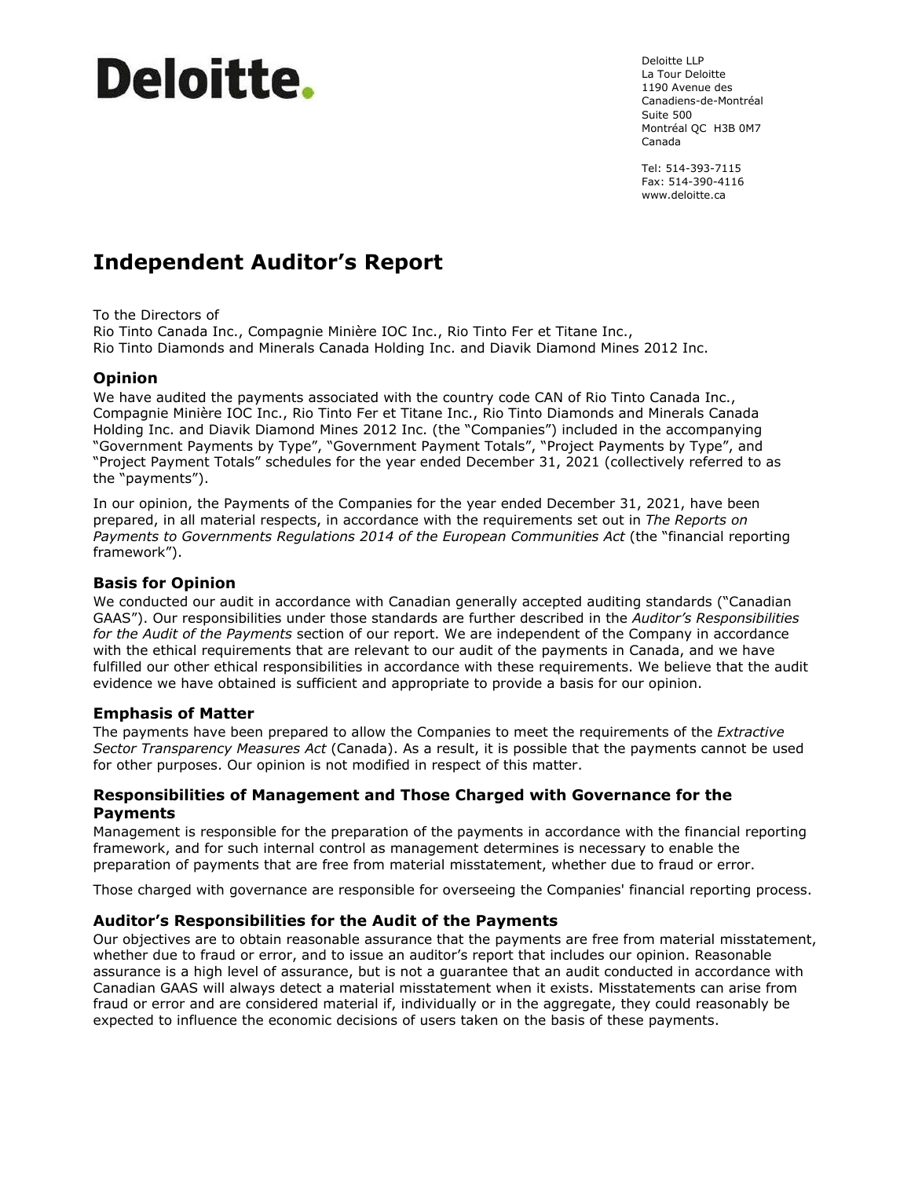Deloitte.

Deloitte LLP
La Tour Deloitte
1190 Avenue des Canadiens-de-Montréal
Suite 500
Montréal QC H3B 0M7
Canada

Tel: 514-393-7115
Fax: 514-390-4116
www.deloitte.ca

# Independent Auditor's Report

To the Directors of
Rio Tinto Canada Inc., Compagnie Minière IOC Inc., Rio Tinto Fer et Titane Inc.,
Rio Tinto Diamonds and Minerals Canada Holding Inc. and Diavik Diamond Mines 2012 Inc.

## Opinion

We have audited the payments associated with the country code CAN of Rio Tinto Canada Inc., Compagnie Minière IOC Inc., Rio Tinto Fer et Titane Inc., Rio Tinto Diamonds and Minerals Canada Holding Inc. and Diavik Diamond Mines 2012 Inc. (the "Companies") included in the accompanying "Government Payments by Type", "Government Payment Totals", "Project Payments by Type", and "Project Payment Totals" schedules for the year ended December 31, 2021 (collectively referred to as the "payments").

In our opinion, the Payments of the Companies for the year ended December 31, 2021, have been prepared, in all material respects, in accordance with the requirements set out in *The Reports on Payments to Governments Regulations 2014 of the European Communities Act* (the "financial reporting framework").

## Basis for Opinion

We conducted our audit in accordance with Canadian generally accepted auditing standards ("Canadian GAAS"). Our responsibilities under those standards are further described in the *Auditor's Responsibilities for the Audit of the Payments* section of our report. We are independent of the Company in accordance with the ethical requirements that are relevant to our audit of the payments in Canada, and we have fulfilled our other ethical responsibilities in accordance with these requirements. We believe that the audit evidence we have obtained is sufficient and appropriate to provide a basis for our opinion.

## Emphasis of Matter

The payments have been prepared to allow the Companies to meet the requirements of the *Extractive Sector Transparency Measures Act* (Canada). As a result, it is possible that the payments cannot be used for other purposes. Our opinion is not modified in respect of this matter.

## Responsibilities of Management and Those Charged with Governance for the Payments

Management is responsible for the preparation of the payments in accordance with the financial reporting framework, and for such internal control as management determines is necessary to enable the preparation of payments that are free from material misstatement, whether due to fraud or error.

Those charged with governance are responsible for overseeing the Companies' financial reporting process.

## Auditor's Responsibilities for the Audit of the Payments

Our objectives are to obtain reasonable assurance that the payments are free from material misstatement, whether due to fraud or error, and to issue an auditor's report that includes our opinion. Reasonable assurance is a high level of assurance, but is not a guarantee that an audit conducted in accordance with Canadian GAAS will always detect a material misstatement when it exists. Misstatements can arise from fraud or error and are considered material if, individually or in the aggregate, they could reasonably be expected to influence the economic decisions of users taken on the basis of these payments.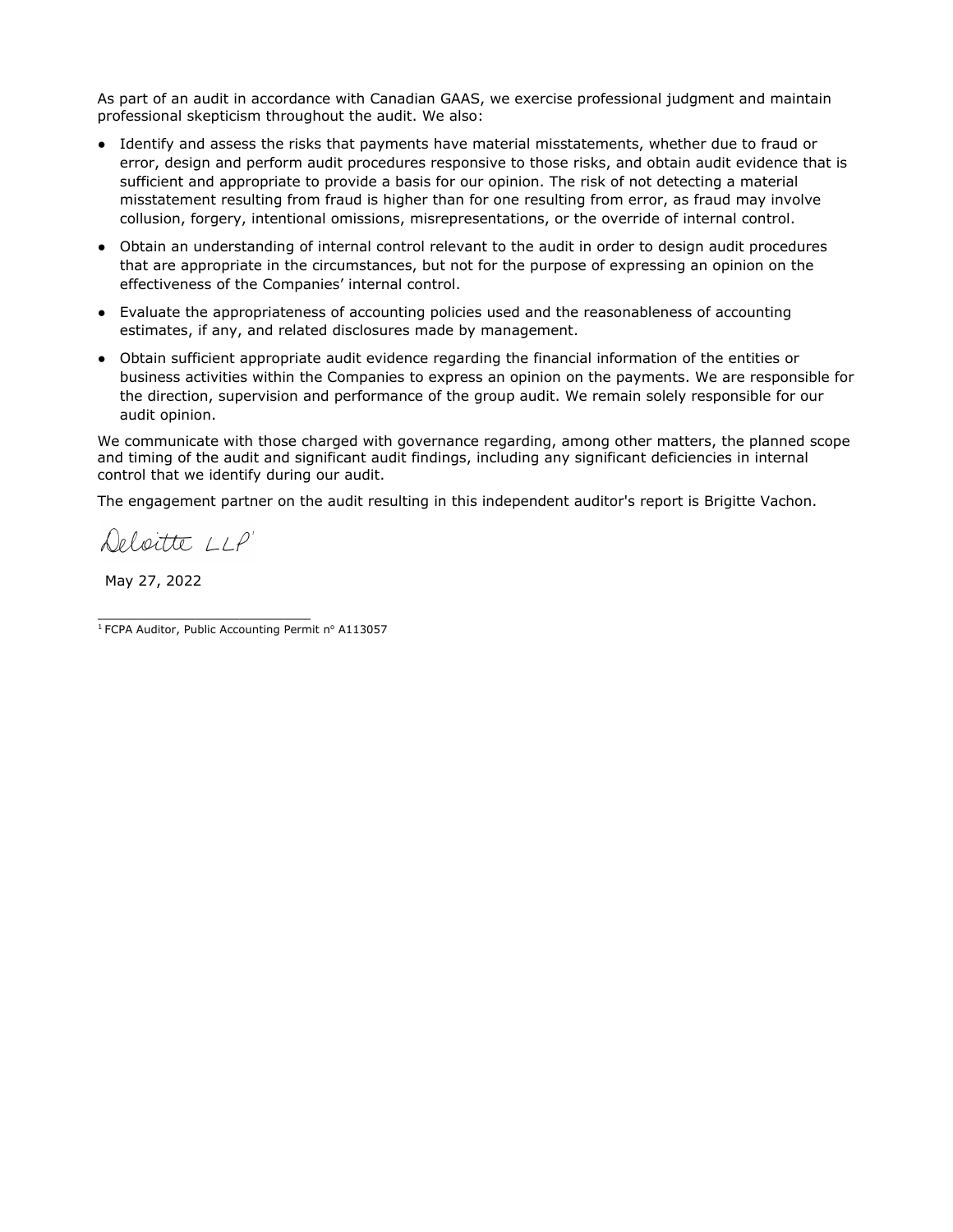As part of an audit in accordance with Canadian GAAS, we exercise professional judgment and maintain professional skepticism throughout the audit. We also:

- Identify and assess the risks that payments have material misstatements, whether due to fraud or error, design and perform audit procedures responsive to those risks, and obtain audit evidence that is sufficient and appropriate to provide a basis for our opinion. The risk of not detecting a material misstatement resulting from fraud is higher than for one resulting from error, as fraud may involve collusion, forgery, intentional omissions, misrepresentations, or the override of internal control.
- Obtain an understanding of internal control relevant to the audit in order to design audit procedures that are appropriate in the circumstances, but not for the purpose of expressing an opinion on the effectiveness of the Companies' internal control.
- Evaluate the appropriateness of accounting policies used and the reasonableness of accounting estimates, if any, and related disclosures made by management.
- Obtain sufficient appropriate audit evidence regarding the financial information of the entities or business activities within the Companies to express an opinion on the payments. We are responsible for the direction, supervision and performance of the group audit. We remain solely responsible for our audit opinion.

We communicate with those charged with governance regarding, among other matters, the planned scope and timing of the audit and significant audit findings, including any significant deficiencies in internal control that we identify during our audit.

The engagement partner on the audit resulting in this independent auditor's report is Brigitte Vachon.

Deloitte LLP[1]

May 27, 2022

[1] FCPA Auditor, Public Accounting Permit n° A113057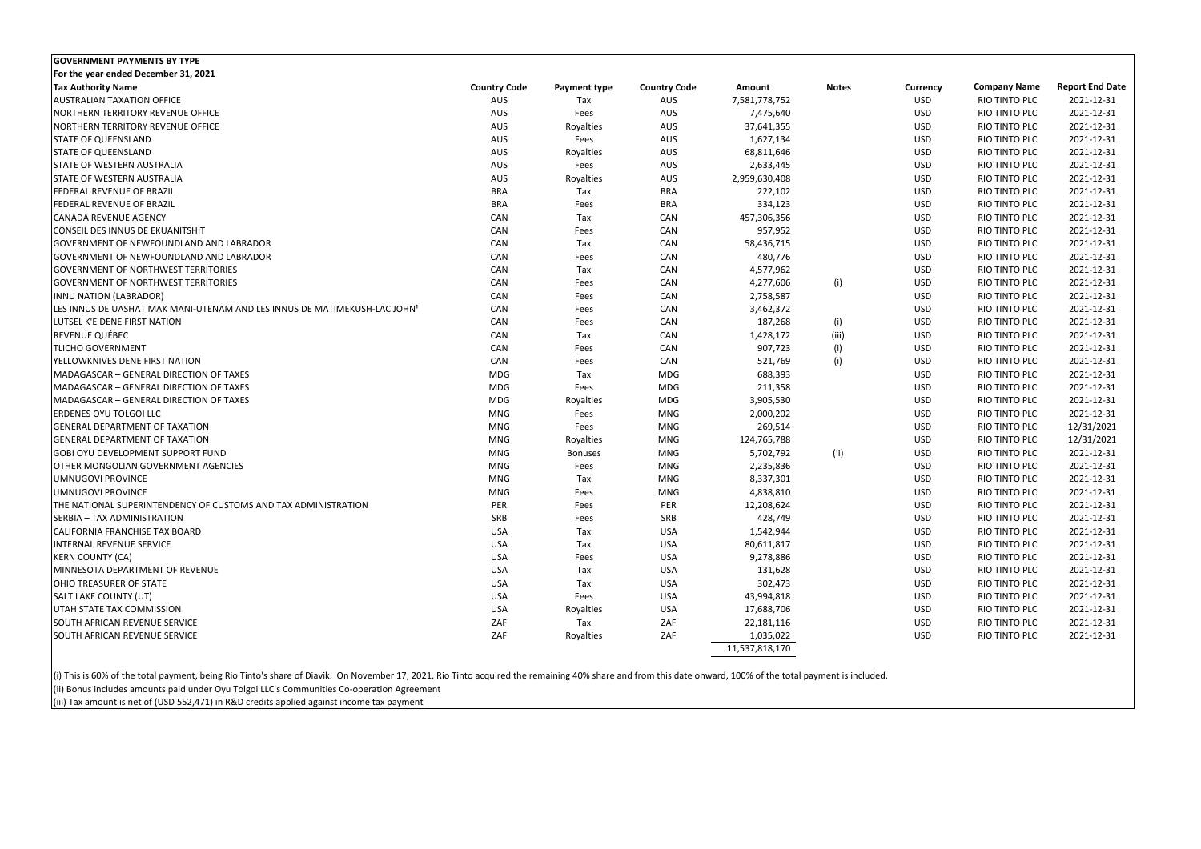**GOVERNMENT PAYMENTS BY TYPE**

**For the year ended December 31, 2021**

| Tax Authority Name | Country Code | Payment type | Country Code | Amount | Notes | Currency | Company Name | Report End Date |
|---|---|---|---|---|---|---|---|---|
| AUSTRALIAN TAXATION OFFICE | AUS | Tax | AUS | 7,581,778,752 | | USD | RIO TINTO PLC | 2021-12-31 |
| NORTHERN TERRITORY REVENUE OFFICE | AUS | Fees | AUS | 7,475,640 | | USD | RIO TINTO PLC | 2021-12-31 |
| NORTHERN TERRITORY REVENUE OFFICE | AUS | Royalties | AUS | 37,641,355 | | USD | RIO TINTO PLC | 2021-12-31 |
| STATE OF QUEENSLAND | AUS | Fees | AUS | 1,627,134 | | USD | RIO TINTO PLC | 2021-12-31 |
| STATE OF QUEENSLAND | AUS | Royalties | AUS | 68,811,646 | | USD | RIO TINTO PLC | 2021-12-31 |
| STATE OF WESTERN AUSTRALIA | AUS | Fees | AUS | 2,633,445 | | USD | RIO TINTO PLC | 2021-12-31 |
| STATE OF WESTERN AUSTRALIA | AUS | Royalties | AUS | 2,959,630,408 | | USD | RIO TINTO PLC | 2021-12-31 |
| FEDERAL REVENUE OF BRAZIL | BRA | Tax | BRA | 222,102 | | USD | RIO TINTO PLC | 2021-12-31 |
| FEDERAL REVENUE OF BRAZIL | BRA | Fees | BRA | 334,123 | | USD | RIO TINTO PLC | 2021-12-31 |
| CANADA REVENUE AGENCY | CAN | Tax | CAN | 457,306,356 | | USD | RIO TINTO PLC | 2021-12-31 |
| CONSEIL DES INNUS DE EKUANITSHIT | CAN | Fees | CAN | 957,952 | | USD | RIO TINTO PLC | 2021-12-31 |
| GOVERNMENT OF NEWFOUNDLAND AND LABRADOR | CAN | Tax | CAN | 58,436,715 | | USD | RIO TINTO PLC | 2021-12-31 |
| GOVERNMENT OF NEWFOUNDLAND AND LABRADOR | CAN | Fees | CAN | 480,776 | | USD | RIO TINTO PLC | 2021-12-31 |
| GOVERNMENT OF NORTHWEST TERRITORIES | CAN | Tax | CAN | 4,577,962 | | USD | RIO TINTO PLC | 2021-12-31 |
| GOVERNMENT OF NORTHWEST TERRITORIES | CAN | Fees | CAN | 4,277,606 | (i) | USD | RIO TINTO PLC | 2021-12-31 |
| INNU NATION (LABRADOR) | CAN | Fees | CAN | 2,758,587 | | USD | RIO TINTO PLC | 2021-12-31 |
| LES INNUS DE UASHAT MAK MANI-UTENAM AND LES INNUS DE MATIMEKUSH-LAC JOHN[1] | CAN | Fees | CAN | 3,462,372 | | USD | RIO TINTO PLC | 2021-12-31 |
| LUTSEL K'E DENE FIRST NATION | CAN | Fees | CAN | 187,268 | (i) | USD | RIO TINTO PLC | 2021-12-31 |
| REVENUE QUÉBEC | CAN | Tax | CAN | 1,428,172 | (iii) | USD | RIO TINTO PLC | 2021-12-31 |
| TLICHO GOVERNMENT | CAN | Fees | CAN | 907,723 | (i) | USD | RIO TINTO PLC | 2021-12-31 |
| YELLOWKNIVES DENE FIRST NATION | CAN | Fees | CAN | 521,769 | (i) | USD | RIO TINTO PLC | 2021-12-31 |
| MADAGASCAR – GENERAL DIRECTION OF TAXES | MDG | Tax | MDG | 688,393 | | USD | RIO TINTO PLC | 2021-12-31 |
| MADAGASCAR – GENERAL DIRECTION OF TAXES | MDG | Fees | MDG | 211,358 | | USD | RIO TINTO PLC | 2021-12-31 |
| MADAGASCAR – GENERAL DIRECTION OF TAXES | MDG | Royalties | MDG | 3,905,530 | | USD | RIO TINTO PLC | 2021-12-31 |
| ERDENES OYU TOLGOI LLC | MNG | Fees | MNG | 2,000,202 | | USD | RIO TINTO PLC | 2021-12-31 |
| GENERAL DEPARTMENT OF TAXATION | MNG | Fees | MNG | 269,514 | | USD | RIO TINTO PLC | 12/31/2021 |
| GENERAL DEPARTMENT OF TAXATION | MNG | Royalties | MNG | 124,765,788 | | USD | RIO TINTO PLC | 12/31/2021 |
| GOBI OYU DEVELOPMENT SUPPORT FUND | MNG | Bonuses | MNG | 5,702,792 | (ii) | USD | RIO TINTO PLC | 2021-12-31 |
| OTHER MONGOLIAN GOVERNMENT AGENCIES | MNG | Fees | MNG | 2,235,836 | | USD | RIO TINTO PLC | 2021-12-31 |
| UMNUGOVI PROVINCE | MNG | Tax | MNG | 8,337,301 | | USD | RIO TINTO PLC | 2021-12-31 |
| UMNUGOVI PROVINCE | MNG | Fees | MNG | 4,838,810 | | USD | RIO TINTO PLC | 2021-12-31 |
| THE NATIONAL SUPERINTENDENCY OF CUSTOMS AND TAX ADMINISTRATION | PER | Fees | PER | 12,208,624 | | USD | RIO TINTO PLC | 2021-12-31 |
| SERBIA – TAX ADMINISTRATION | SRB | Fees | SRB | 428,749 | | USD | RIO TINTO PLC | 2021-12-31 |
| CALIFORNIA FRANCHISE TAX BOARD | USA | Tax | USA | 1,542,944 | | USD | RIO TINTO PLC | 2021-12-31 |
| INTERNAL REVENUE SERVICE | USA | Tax | USA | 80,611,817 | | USD | RIO TINTO PLC | 2021-12-31 |
| KERN COUNTY (CA) | USA | Fees | USA | 9,278,886 | | USD | RIO TINTO PLC | 2021-12-31 |
| MINNESOTA DEPARTMENT OF REVENUE | USA | Tax | USA | 131,628 | | USD | RIO TINTO PLC | 2021-12-31 |
| OHIO TREASURER OF STATE | USA | Tax | USA | 302,473 | | USD | RIO TINTO PLC | 2021-12-31 |
| SALT LAKE COUNTY (UT) | USA | Fees | USA | 43,994,818 | | USD | RIO TINTO PLC | 2021-12-31 |
| UTAH STATE TAX COMMISSION | USA | Royalties | USA | 17,688,706 | | USD | RIO TINTO PLC | 2021-12-31 |
| SOUTH AFRICAN REVENUE SERVICE | ZAF | Tax | ZAF | 22,181,116 | | USD | RIO TINTO PLC | 2021-12-31 |
| SOUTH AFRICAN REVENUE SERVICE | ZAF | Royalties | ZAF | 1,035,022 | | USD | RIO TINTO PLC | 2021-12-31 |
| | | | | 11,537,818,170 | | | | |

(i) This is 60% of the total payment, being Rio Tinto's share of Diavik. On November 17, 2021, Rio Tinto acquired the remaining 40% share and from this date onward, 100% of the total payment is included.

(ii) Bonus includes amounts paid under Oyu Tolgoi LLC's Communities Co-operation Agreement

(iii) Tax amount is net of (USD 552,471) in R&D credits applied against income tax payment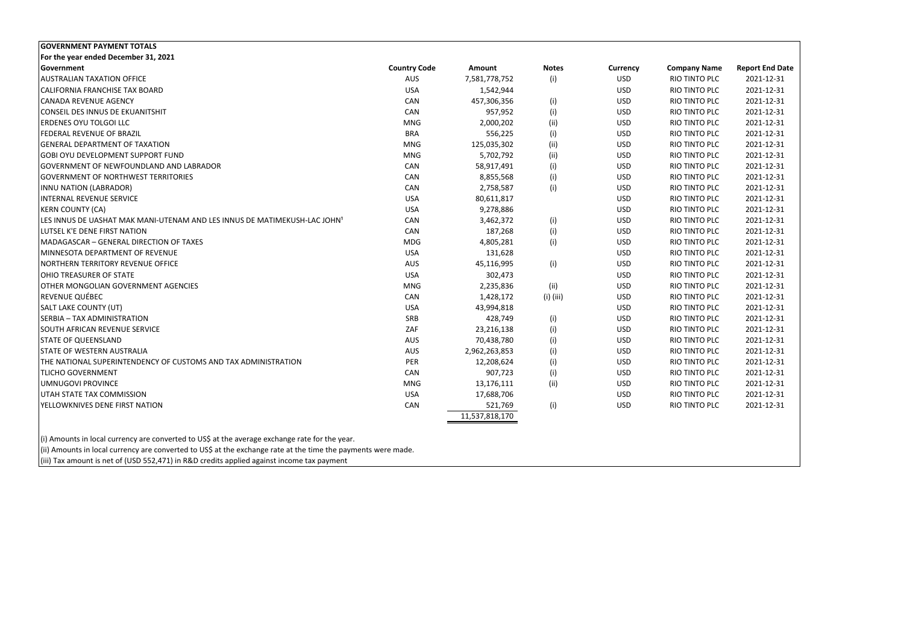**GOVERNMENT PAYMENT TOTALS**

**For the year ended December 31, 2021**

| Government | Country Code | Amount | Notes | Currency | Company Name | Report End Date |
|---|---|---|---|---|---|---|
| AUSTRALIAN TAXATION OFFICE | AUS | 7,581,778,752 | (i) | USD | RIO TINTO PLC | 2021-12-31 |
| CALIFORNIA FRANCHISE TAX BOARD | USA | 1,542,944 | | USD | RIO TINTO PLC | 2021-12-31 |
| CANADA REVENUE AGENCY | CAN | 457,306,356 | (i) | USD | RIO TINTO PLC | 2021-12-31 |
| CONSEIL DES INNUS DE EKUANITSHIT | CAN | 957,952 | (i) | USD | RIO TINTO PLC | 2021-12-31 |
| ERDENES OYU TOLGOI LLC | MNG | 2,000,202 | (ii) | USD | RIO TINTO PLC | 2021-12-31 |
| FEDERAL REVENUE OF BRAZIL | BRA | 556,225 | (i) | USD | RIO TINTO PLC | 2021-12-31 |
| GENERAL DEPARTMENT OF TAXATION | MNG | 125,035,302 | (ii) | USD | RIO TINTO PLC | 2021-12-31 |
| GOBI OYU DEVELOPMENT SUPPORT FUND | MNG | 5,702,792 | (ii) | USD | RIO TINTO PLC | 2021-12-31 |
| GOVERNMENT OF NEWFOUNDLAND AND LABRADOR | CAN | 58,917,491 | (i) | USD | RIO TINTO PLC | 2021-12-31 |
| GOVERNMENT OF NORTHWEST TERRITORIES | CAN | 8,855,568 | (i) | USD | RIO TINTO PLC | 2021-12-31 |
| INNU NATION (LABRADOR) | CAN | 2,758,587 | (i) | USD | RIO TINTO PLC | 2021-12-31 |
| INTERNAL REVENUE SERVICE | USA | 80,611,817 | | USD | RIO TINTO PLC | 2021-12-31 |
| KERN COUNTY (CA) | USA | 9,278,886 | | USD | RIO TINTO PLC | 2021-12-31 |
| LES INNUS DE UASHAT MAK MANI-UTENAM AND LES INNUS DE MATIMEKUSH-LAC JOHN[1] | CAN | 3,462,372 | (i) | USD | RIO TINTO PLC | 2021-12-31 |
| LUTSEL K'E DENE FIRST NATION | CAN | 187,268 | (i) | USD | RIO TINTO PLC | 2021-12-31 |
| MADAGASCAR – GENERAL DIRECTION OF TAXES | MDG | 4,805,281 | (i) | USD | RIO TINTO PLC | 2021-12-31 |
| MINNESOTA DEPARTMENT OF REVENUE | USA | 131,628 | | USD | RIO TINTO PLC | 2021-12-31 |
| NORTHERN TERRITORY REVENUE OFFICE | AUS | 45,116,995 | (i) | USD | RIO TINTO PLC | 2021-12-31 |
| OHIO TREASURER OF STATE | USA | 302,473 | | USD | RIO TINTO PLC | 2021-12-31 |
| OTHER MONGOLIAN GOVERNMENT AGENCIES | MNG | 2,235,836 | (ii) | USD | RIO TINTO PLC | 2021-12-31 |
| REVENUE QUÉBEC | CAN | 1,428,172 | (i) (iii) | USD | RIO TINTO PLC | 2021-12-31 |
| SALT LAKE COUNTY (UT) | USA | 43,994,818 | | USD | RIO TINTO PLC | 2021-12-31 |
| SERBIA – TAX ADMINISTRATION | SRB | 428,749 | (i) | USD | RIO TINTO PLC | 2021-12-31 |
| SOUTH AFRICAN REVENUE SERVICE | ZAF | 23,216,138 | (i) | USD | RIO TINTO PLC | 2021-12-31 |
| STATE OF QUEENSLAND | AUS | 70,438,780 | (i) | USD | RIO TINTO PLC | 2021-12-31 |
| STATE OF WESTERN AUSTRALIA | AUS | 2,962,263,853 | (i) | USD | RIO TINTO PLC | 2021-12-31 |
| THE NATIONAL SUPERINTENDENCY OF CUSTOMS AND TAX ADMINISTRATION | PER | 12,208,624 | (i) | USD | RIO TINTO PLC | 2021-12-31 |
| TLICHO GOVERNMENT | CAN | 907,723 | (i) | USD | RIO TINTO PLC | 2021-12-31 |
| UMNUGOVI PROVINCE | MNG | 13,176,111 | (ii) | USD | RIO TINTO PLC | 2021-12-31 |
| UTAH STATE TAX COMMISSION | USA | 17,688,706 | | USD | RIO TINTO PLC | 2021-12-31 |
| YELLOWKNIVES DENE FIRST NATION | CAN | 521,769 | (i) | USD | RIO TINTO PLC | 2021-12-31 |
| | | 11,537,818,170 | | | | |

(i) Amounts in local currency are converted to US$ at the average exchange rate for the year.

(ii) Amounts in local currency are converted to US$ at the exchange rate at the time the payments were made.

(iii) Tax amount is net of (USD 552,471) in R&D credits applied against income tax payment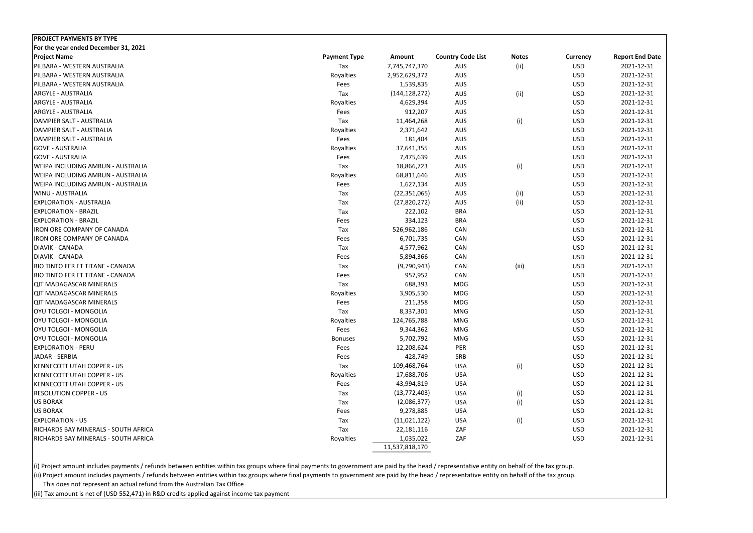**PROJECT PAYMENTS BY TYPE**

**For the year ended December 31, 2021**

| Project Name | Payment Type | Amount | Country Code List | Notes | Currency | Report End Date |
|---|---|---|---|---|---|---|
| PILBARA - WESTERN AUSTRALIA | Tax | 7,745,747,370 | AUS | (ii) | USD | 2021-12-31 |
| PILBARA - WESTERN AUSTRALIA | Royalties | 2,952,629,372 | AUS | | USD | 2021-12-31 |
| PILBARA - WESTERN AUSTRALIA | Fees | 1,539,835 | AUS | | USD | 2021-12-31 |
| ARGYLE - AUSTRALIA | Tax | (144,128,272) | AUS | (ii) | USD | 2021-12-31 |
| ARGYLE - AUSTRALIA | Royalties | 4,629,394 | AUS | | USD | 2021-12-31 |
| ARGYLE - AUSTRALIA | Fees | 912,207 | AUS | | USD | 2021-12-31 |
| DAMPIER SALT - AUSTRALIA | Tax | 11,464,268 | AUS | (i) | USD | 2021-12-31 |
| DAMPIER SALT - AUSTRALIA | Royalties | 2,371,642 | AUS | | USD | 2021-12-31 |
| DAMPIER SALT - AUSTRALIA | Fees | 181,404 | AUS | | USD | 2021-12-31 |
| GOVE - AUSTRALIA | Royalties | 37,641,355 | AUS | | USD | 2021-12-31 |
| GOVE - AUSTRALIA | Fees | 7,475,639 | AUS | | USD | 2021-12-31 |
| WEIPA INCLUDING AMRUN - AUSTRALIA | Tax | 18,866,723 | AUS | (i) | USD | 2021-12-31 |
| WEIPA INCLUDING AMRUN - AUSTRALIA | Royalties | 68,811,646 | AUS | | USD | 2021-12-31 |
| WEIPA INCLUDING AMRUN - AUSTRALIA | Fees | 1,627,134 | AUS | | USD | 2021-12-31 |
| WINU - AUSTRALIA | Tax | (22,351,065) | AUS | (ii) | USD | 2021-12-31 |
| EXPLORATION - AUSTRALIA | Tax | (27,820,272) | AUS | (ii) | USD | 2021-12-31 |
| EXPLORATION - BRAZIL | Tax | 222,102 | BRA | | USD | 2021-12-31 |
| EXPLORATION - BRAZIL | Fees | 334,123 | BRA | | USD | 2021-12-31 |
| IRON ORE COMPANY OF CANADA | Tax | 526,962,186 | CAN | | USD | 2021-12-31 |
| IRON ORE COMPANY OF CANADA | Fees | 6,701,735 | CAN | | USD | 2021-12-31 |
| DIAVIK - CANADA | Tax | 4,577,962 | CAN | | USD | 2021-12-31 |
| DIAVIK - CANADA | Fees | 5,894,366 | CAN | | USD | 2021-12-31 |
| RIO TINTO FER ET TITANE - CANADA | Tax | (9,790,943) | CAN | (iii) | USD | 2021-12-31 |
| RIO TINTO FER ET TITANE - CANADA | Fees | 957,952 | CAN | | USD | 2021-12-31 |
| QIT MADAGASCAR MINERALS | Tax | 688,393 | MDG | | USD | 2021-12-31 |
| QIT MADAGASCAR MINERALS | Royalties | 3,905,530 | MDG | | USD | 2021-12-31 |
| QIT MADAGASCAR MINERALS | Fees | 211,358 | MDG | | USD | 2021-12-31 |
| OYU TOLGOI - MONGOLIA | Tax | 8,337,301 | MNG | | USD | 2021-12-31 |
| OYU TOLGOI - MONGOLIA | Royalties | 124,765,788 | MNG | | USD | 2021-12-31 |
| OYU TOLGOI - MONGOLIA | Fees | 9,344,362 | MNG | | USD | 2021-12-31 |
| OYU TOLGOI - MONGOLIA | Bonuses | 5,702,792 | MNG | | USD | 2021-12-31 |
| EXPLORATION - PERU | Fees | 12,208,624 | PER | | USD | 2021-12-31 |
| JADAR - SERBIA | Fees | 428,749 | SRB | | USD | 2021-12-31 |
| KENNECOTT UTAH COPPER - US | Tax | 109,468,764 | USA | (i) | USD | 2021-12-31 |
| KENNECOTT UTAH COPPER - US | Royalties | 17,688,706 | USA | | USD | 2021-12-31 |
| KENNECOTT UTAH COPPER - US | Fees | 43,994,819 | USA | | USD | 2021-12-31 |
| RESOLUTION COPPER - US | Tax | (13,772,403) | USA | (i) | USD | 2021-12-31 |
| US BORAX | Tax | (2,086,377) | USA | (i) | USD | 2021-12-31 |
| US BORAX | Fees | 9,278,885 | USA | | USD | 2021-12-31 |
| EXPLORATION - US | Tax | (11,021,122) | USA | (i) | USD | 2021-12-31 |
| RICHARDS BAY MINERALS - SOUTH AFRICA | Tax | 22,181,116 | ZAF | | USD | 2021-12-31 |
| RICHARDS BAY MINERALS - SOUTH AFRICA | Royalties | 1,035,022 | ZAF | | USD | 2021-12-31 |
| | | 11,537,818,170 | | | | |

(i) Project amount includes payments / refunds between entities within tax groups where final payments to government are paid by the head / representative entity on behalf of the tax group.

(ii) Project amount includes payments / refunds between entities within tax groups where final payments to government are paid by the head / representative entity on behalf of the tax group.
This does not represent an actual refund from the Australian Tax Office

(iii) Tax amount is net of (USD 552,471) in R&D credits applied against income tax payment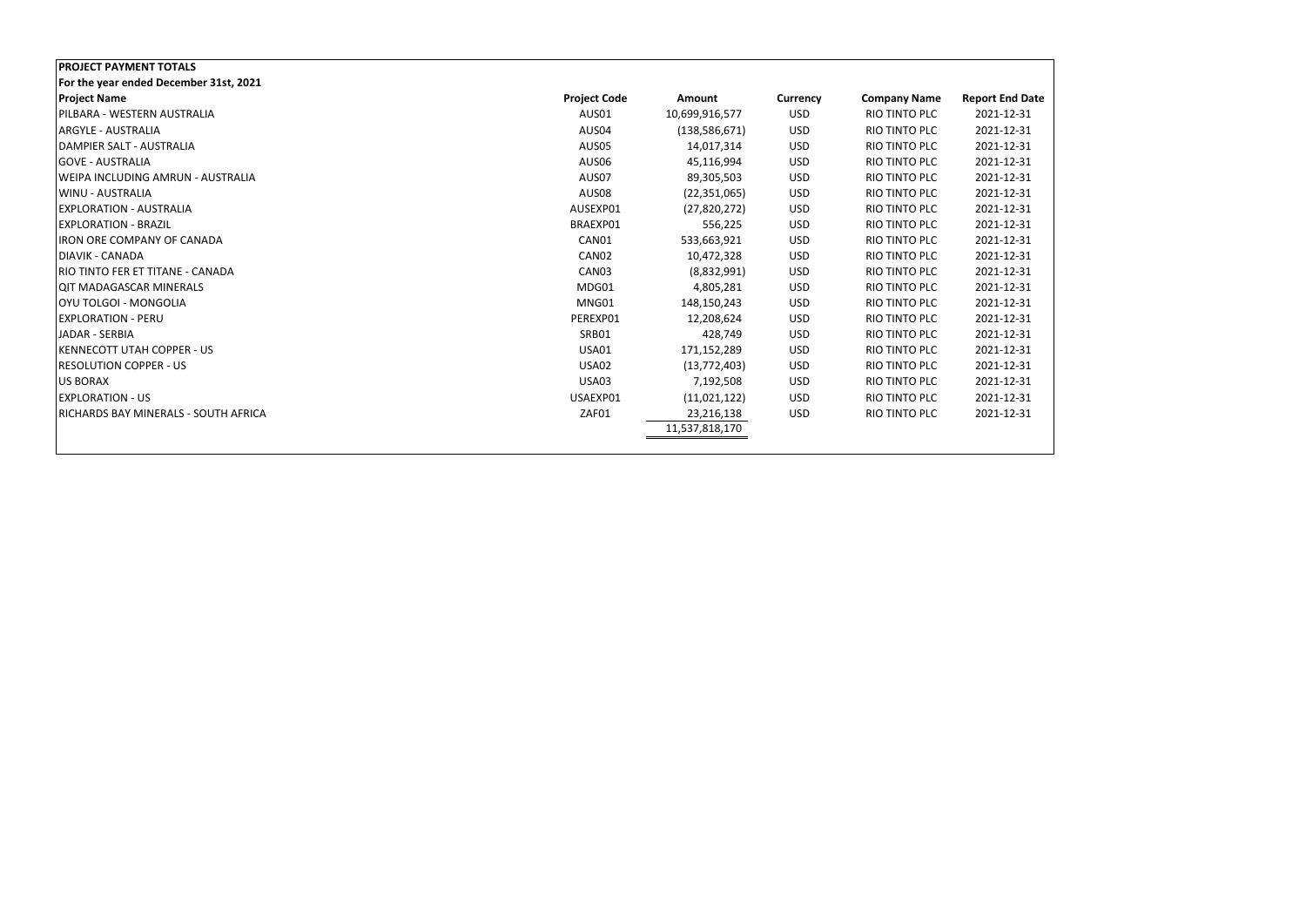**PROJECT PAYMENT TOTALS**

**For the year ended December 31st, 2021**

| **Project Name** | **Project Code** | **Amount** | **Currency** | **Company Name** | **Report End Date** |
|---|---|---|---|---|---|
| PILBARA - WESTERN AUSTRALIA | AUS01 | 10,699,916,577 | USD | RIO TINTO PLC | 2021-12-31 |
| ARGYLE - AUSTRALIA | AUS04 | (138,586,671) | USD | RIO TINTO PLC | 2021-12-31 |
| DAMPIER SALT - AUSTRALIA | AUS05 | 14,017,314 | USD | RIO TINTO PLC | 2021-12-31 |
| GOVE - AUSTRALIA | AUS06 | 45,116,994 | USD | RIO TINTO PLC | 2021-12-31 |
| WEIPA INCLUDING AMRUN - AUSTRALIA | AUS07 | 89,305,503 | USD | RIO TINTO PLC | 2021-12-31 |
| WINU - AUSTRALIA | AUS08 | (22,351,065) | USD | RIO TINTO PLC | 2021-12-31 |
| EXPLORATION - AUSTRALIA | AUSEXP01 | (27,820,272) | USD | RIO TINTO PLC | 2021-12-31 |
| EXPLORATION - BRAZIL | BRAEXP01 | 556,225 | USD | RIO TINTO PLC | 2021-12-31 |
| IRON ORE COMPANY OF CANADA | CAN01 | 533,663,921 | USD | RIO TINTO PLC | 2021-12-31 |
| DIAVIK - CANADA | CAN02 | 10,472,328 | USD | RIO TINTO PLC | 2021-12-31 |
| RIO TINTO FER ET TITANE - CANADA | CAN03 | (8,832,991) | USD | RIO TINTO PLC | 2021-12-31 |
| QIT MADAGASCAR MINERALS | MDG01 | 4,805,281 | USD | RIO TINTO PLC | 2021-12-31 |
| OYU TOLGOI - MONGOLIA | MNG01 | 148,150,243 | USD | RIO TINTO PLC | 2021-12-31 |
| EXPLORATION - PERU | PEREXP01 | 12,208,624 | USD | RIO TINTO PLC | 2021-12-31 |
| JADAR - SERBIA | SRB01 | 428,749 | USD | RIO TINTO PLC | 2021-12-31 |
| KENNECOTT UTAH COPPER - US | USA01 | 171,152,289 | USD | RIO TINTO PLC | 2021-12-31 |
| RESOLUTION COPPER - US | USA02 | (13,772,403) | USD | RIO TINTO PLC | 2021-12-31 |
| US BORAX | USA03 | 7,192,508 | USD | RIO TINTO PLC | 2021-12-31 |
| EXPLORATION - US | USAEXP01 | (11,021,122) | USD | RIO TINTO PLC | 2021-12-31 |
| RICHARDS BAY MINERALS - SOUTH AFRICA | ZAF01 | 23,216,138 | USD | RIO TINTO PLC | 2021-12-31 |
| | | 11,537,818,170 | | | |